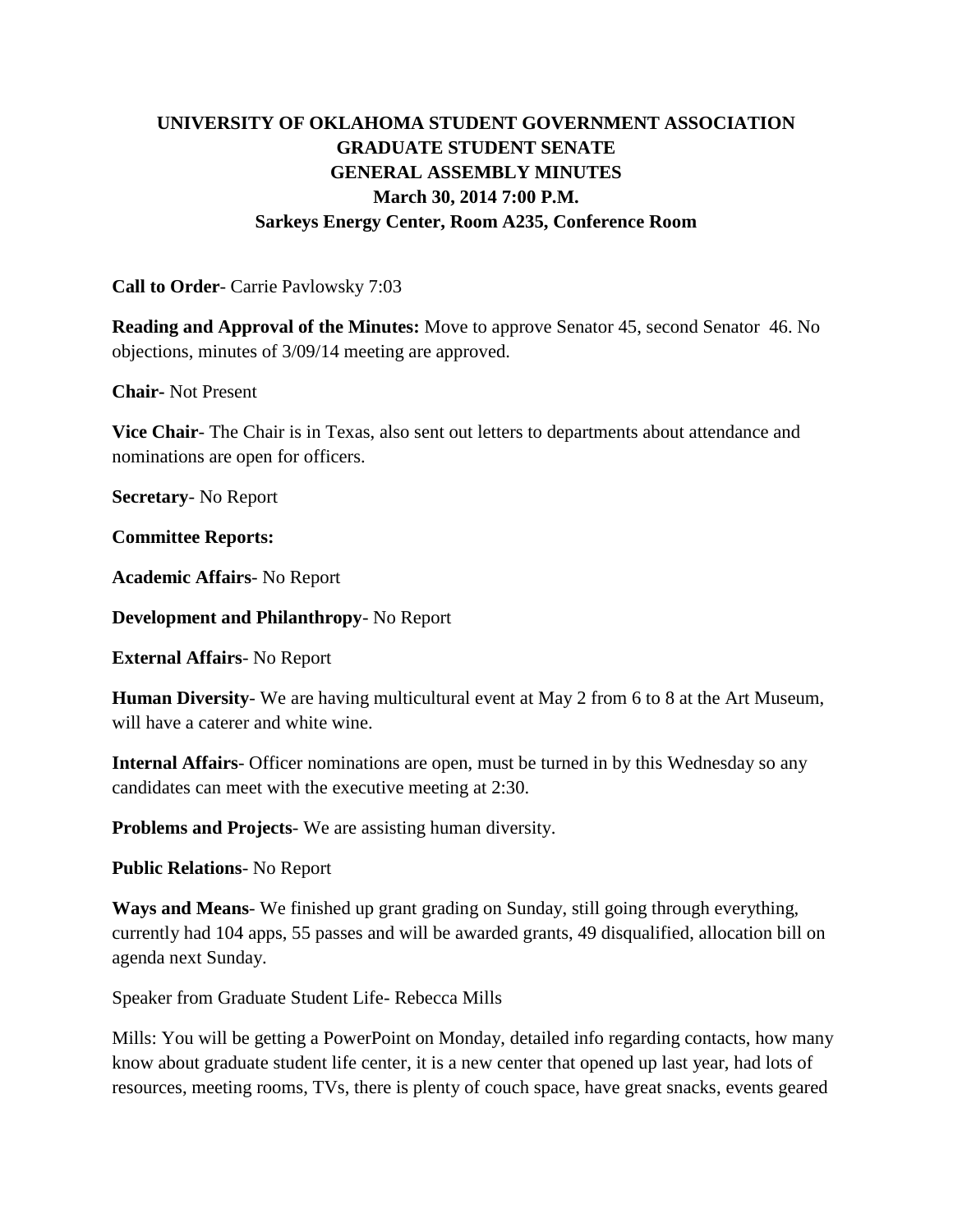# UNIVERSITY OF OKLAHOMA STUDENT GOVERNMENT ASSOCIATION
## GRADUATE STUDENT SENATE
## GENERAL ASSEMBLY MINUTES
### March 30, 2014 7:00 P.M.
### Sarkeys Energy Center, Room A235, Conference Room

**Call to Order**- Carrie Pavlowsky 7:03

**Reading and Approval of the Minutes:** Move to approve Senator 45, second Senator 46. No objections, minutes of 3/09/14 meeting are approved.

**Chair-** Not Present

**Vice Chair**- The Chair is in Texas, also sent out letters to departments about attendance and nominations are open for officers.

**Secretary**- No Report

**Committee Reports:**

**Academic Affairs**- No Report

**Development and Philanthropy**- No Report

**External Affairs**- No Report

**Human Diversity**- We are having multicultural event at May 2 from 6 to 8 at the Art Museum, will have a caterer and white wine.

**Internal Affairs**- Officer nominations are open, must be turned in by this Wednesday so any candidates can meet with the executive meeting at 2:30.

**Problems and Projects**- We are assisting human diversity.

**Public Relations**- No Report

**Ways and Means**- We finished up grant grading on Sunday, still going through everything, currently had 104 apps, 55 passes and will be awarded grants, 49 disqualified, allocation bill on agenda next Sunday.

Speaker from Graduate Student Life- Rebecca Mills

Mills: You will be getting a PowerPoint on Monday, detailed info regarding contacts, how many know about graduate student life center, it is a new center that opened up last year, had lots of resources, meeting rooms, TVs, there is plenty of couch space, have great snacks, events geared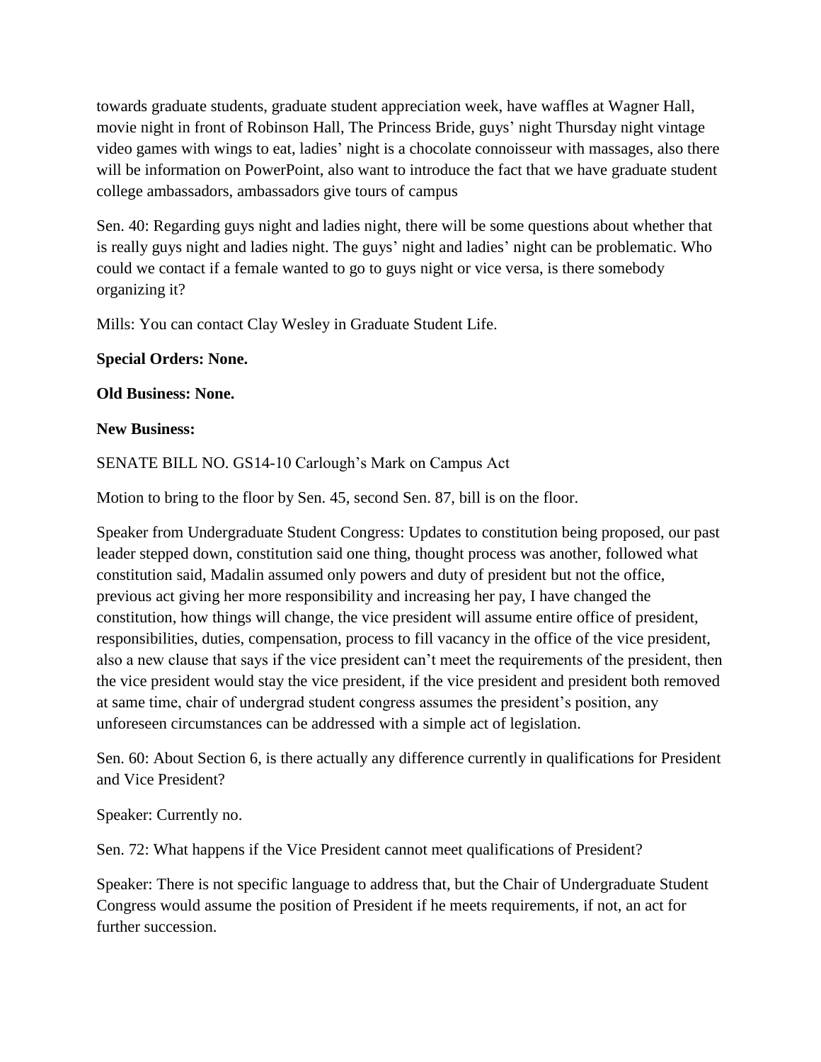towards graduate students, graduate student appreciation week, have waffles at Wagner Hall, movie night in front of Robinson Hall, The Princess Bride, guys' night Thursday night vintage video games with wings to eat, ladies' night is a chocolate connoisseur with massages, also there will be information on PowerPoint, also want to introduce the fact that we have graduate student college ambassadors, ambassadors give tours of campus

Sen. 40: Regarding guys night and ladies night, there will be some questions about whether that is really guys night and ladies night. The guys' night and ladies' night can be problematic. Who could we contact if a female wanted to go to guys night or vice versa, is there somebody organizing it?

Mills: You can contact Clay Wesley in Graduate Student Life.

**Special Orders: None.**

**Old Business: None.**

**New Business:**

SENATE BILL NO. GS14-10 Carlough's Mark on Campus Act

Motion to bring to the floor by Sen. 45, second Sen. 87, bill is on the floor.

Speaker from Undergraduate Student Congress: Updates to constitution being proposed, our past leader stepped down, constitution said one thing, thought process was another, followed what constitution said, Madalin assumed only powers and duty of president but not the office, previous act giving her more responsibility and increasing her pay, I have changed the constitution, how things will change, the vice president will assume entire office of president, responsibilities, duties, compensation, process to fill vacancy in the office of the vice president, also a new clause that says if the vice president can't meet the requirements of the president, then the vice president would stay the vice president, if the vice president and president both removed at same time, chair of undergrad student congress assumes the president's position, any unforeseen circumstances can be addressed with a simple act of legislation.

Sen. 60: About Section 6, is there actually any difference currently in qualifications for President and Vice President?

Speaker: Currently no.

Sen. 72: What happens if the Vice President cannot meet qualifications of President?

Speaker: There is not specific language to address that, but the Chair of Undergraduate Student Congress would assume the position of President if he meets requirements, if not, an act for further succession.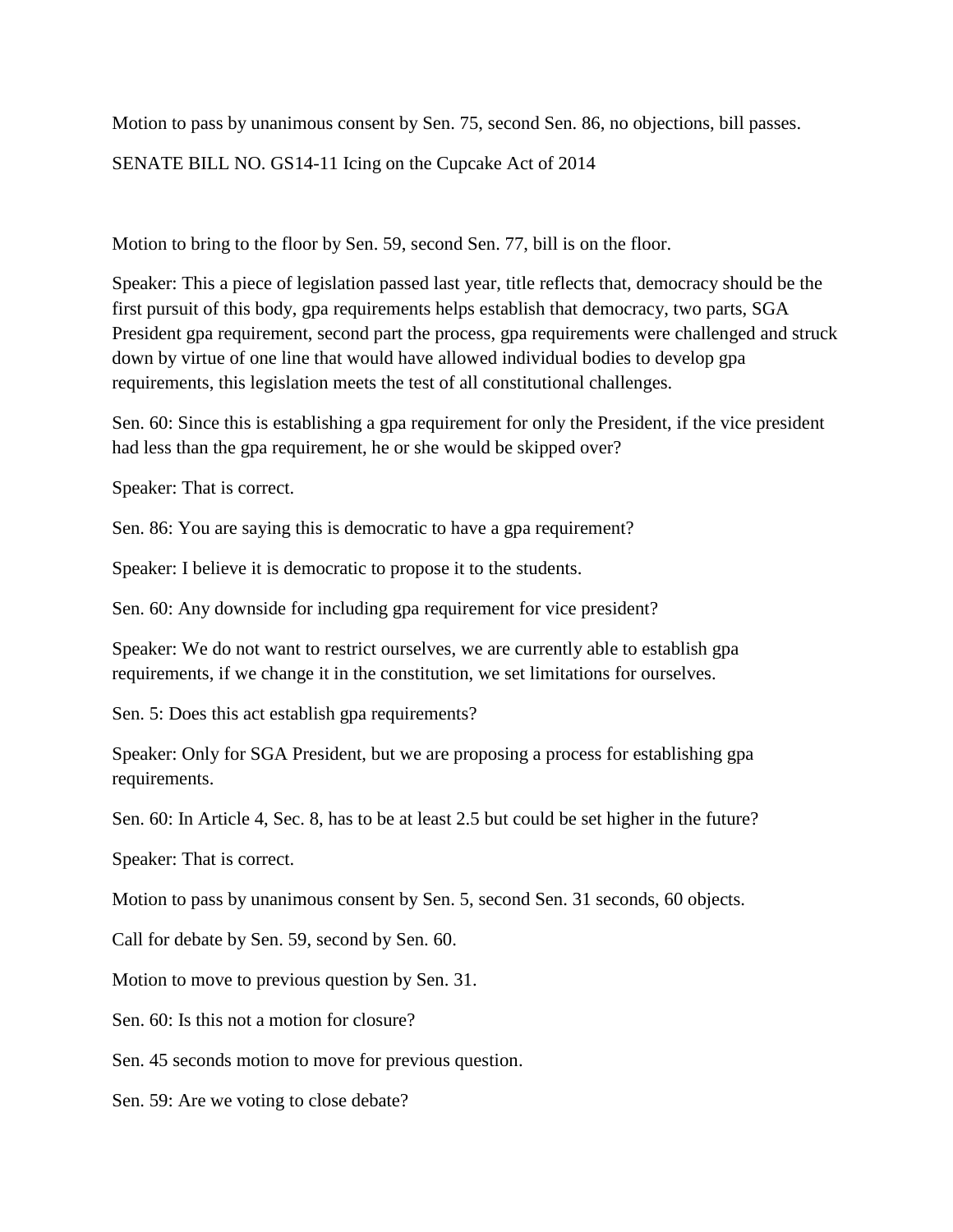Motion to pass by unanimous consent by Sen. 75, second Sen. 86, no objections, bill passes.

SENATE BILL NO. GS14-11 Icing on the Cupcake Act of 2014

Motion to bring to the floor by Sen. 59, second Sen. 77, bill is on the floor.

Speaker: This a piece of legislation passed last year, title reflects that, democracy should be the first pursuit of this body, gpa requirements helps establish that democracy, two parts, SGA President gpa requirement, second part the process, gpa requirements were challenged and struck down by virtue of one line that would have allowed individual bodies to develop gpa requirements, this legislation meets the test of all constitutional challenges.

Sen. 60: Since this is establishing a gpa requirement for only the President, if the vice president had less than the gpa requirement, he or she would be skipped over?

Speaker: That is correct.

Sen. 86: You are saying this is democratic to have a gpa requirement?

Speaker: I believe it is democratic to propose it to the students.

Sen. 60: Any downside for including gpa requirement for vice president?

Speaker: We do not want to restrict ourselves, we are currently able to establish gpa requirements, if we change it in the constitution, we set limitations for ourselves.

Sen. 5: Does this act establish gpa requirements?

Speaker: Only for SGA President, but we are proposing a process for establishing gpa requirements.

Sen. 60: In Article 4, Sec. 8, has to be at least 2.5 but could be set higher in the future?

Speaker: That is correct.

Motion to pass by unanimous consent by Sen. 5, second Sen. 31 seconds, 60 objects.

Call for debate by Sen. 59, second by Sen. 60.

Motion to move to previous question by Sen. 31.

Sen. 60: Is this not a motion for closure?

Sen. 45 seconds motion to move for previous question.

Sen. 59: Are we voting to close debate?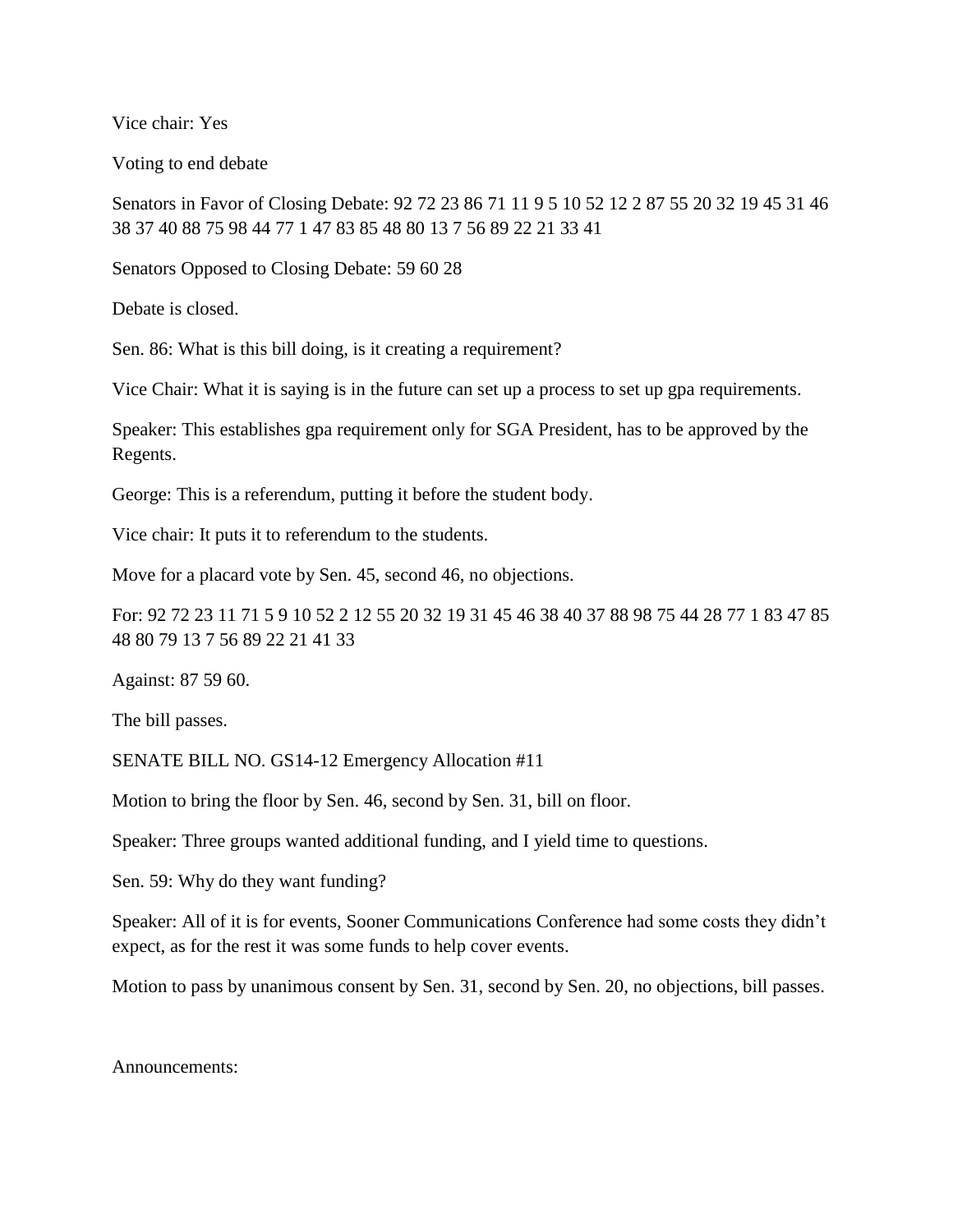Vice chair: Yes

Voting to end debate

Senators in Favor of Closing Debate: 92 72 23 86 71 11 9 5 10 52 12 2 87 55 20 32 19 45 31 46 38 37 40 88 75 98 44 77 1 47 83 85 48 80 13 7 56 89 22 21 33 41

Senators Opposed to Closing Debate: 59 60 28

Debate is closed.

Sen. 86: What is this bill doing, is it creating a requirement?

Vice Chair: What it is saying is in the future can set up a process to set up gpa requirements.

Speaker: This establishes gpa requirement only for SGA President, has to be approved by the Regents.

George: This is a referendum, putting it before the student body.

Vice chair: It puts it to referendum to the students.

Move for a placard vote by Sen. 45, second 46, no objections.

For: 92 72 23 11 71 5 9 10 52 2 12 55 20 32 19 31 45 46 38 40 37 88 98 75 44 28 77 1 83 47 85 48 80 79 13 7 56 89 22 21 41 33

Against: 87 59 60.

The bill passes.

SENATE BILL NO. GS14-12 Emergency Allocation #11

Motion to bring the floor by Sen. 46, second by Sen. 31, bill on floor.

Speaker: Three groups wanted additional funding, and I yield time to questions.

Sen. 59: Why do they want funding?

Speaker: All of it is for events, Sooner Communications Conference had some costs they didn't expect, as for the rest it was some funds to help cover events.

Motion to pass by unanimous consent by Sen. 31, second by Sen. 20, no objections, bill passes.

Announcements: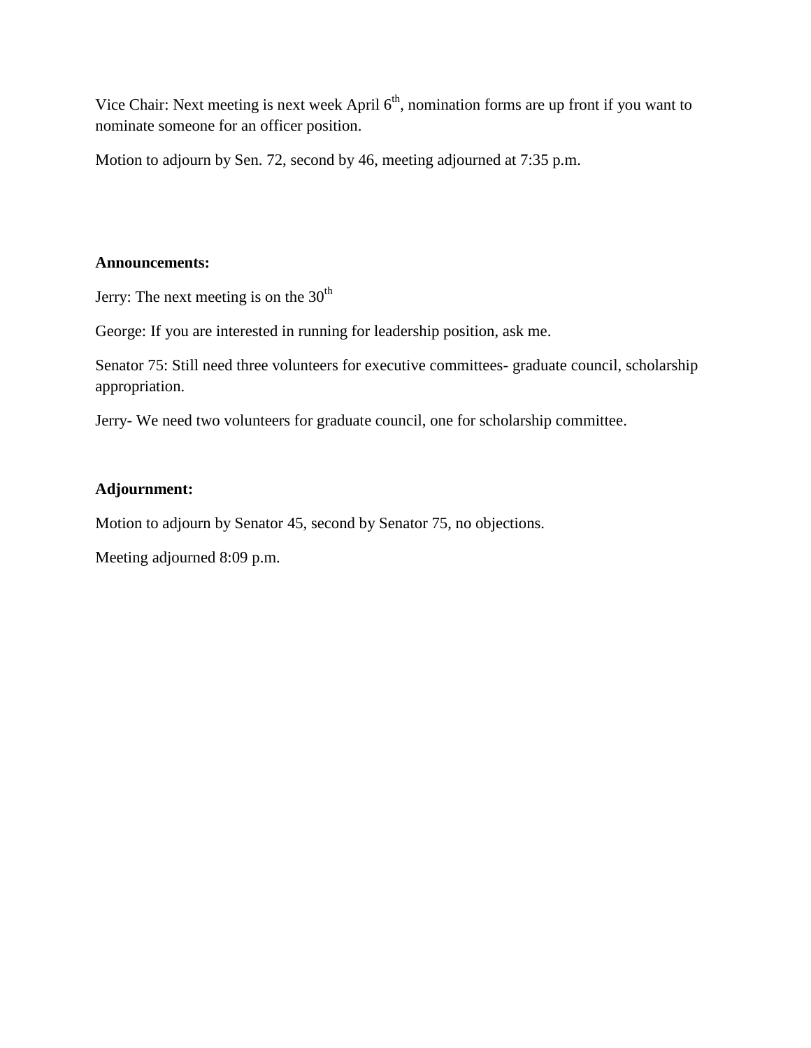Vice Chair: Next meeting is next week April 6th, nomination forms are up front if you want to nominate someone for an officer position.

Motion to adjourn by Sen. 72, second by 46, meeting adjourned at 7:35 p.m.

**Announcements:**

Jerry: The next meeting is on the 30th

George: If you are interested in running for leadership position, ask me.

Senator 75: Still need three volunteers for executive committees- graduate council, scholarship appropriation.

Jerry- We need two volunteers for graduate council, one for scholarship committee.

**Adjournment:**

Motion to adjourn by Senator 45, second by Senator 75, no objections.

Meeting adjourned 8:09 p.m.